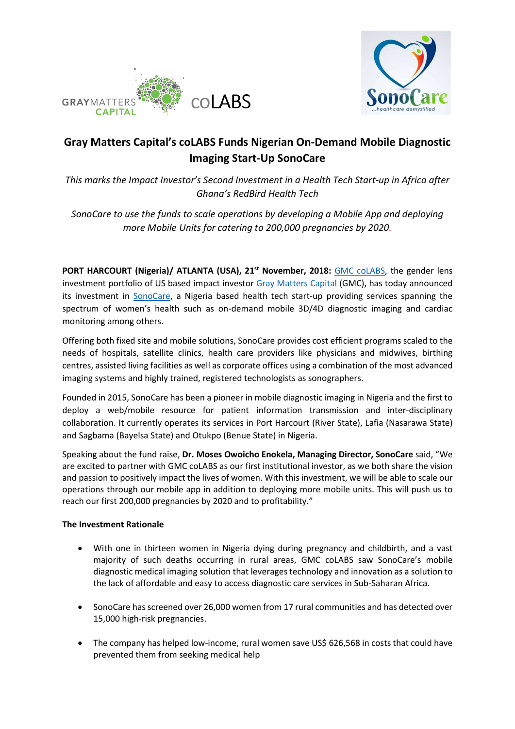# Gray Matters Capital's coLABS Funds Nigerian On-Demand Mobile Diagnostic Imaging Start-Up SonoCare

*This marks the Impact Investor's Second Investment in a Health Tech Start-up in Africa after Ghana's RedBird Health Tech*

*SonoCare to use the funds to scale operations by developing a Mobile App and deploying more Mobile Units for catering to 200,000 pregnancies by 2020.*

**PORT HARCOURT (Nigeria)/ ATLANTA (USA), 21st November, 2018:** GMC coLABS, the gender lens investment portfolio of US based impact investor Gray Matters Capital (GMC), has today announced its investment in SonoCare, a Nigeria based health tech start-up providing services spanning the spectrum of women's health such as on-demand mobile 3D/4D diagnostic imaging and cardiac monitoring among others.

Offering both fixed site and mobile solutions, SonoCare provides cost efficient programs scaled to the needs of hospitals, satellite clinics, health care providers like physicians and midwives, birthing centres, assisted living facilities as well as corporate offices using a combination of the most advanced imaging systems and highly trained, registered technologists as sonographers.

Founded in 2015, SonoCare has been a pioneer in mobile diagnostic imaging in Nigeria and the first to deploy a web/mobile resource for patient information transmission and inter-disciplinary collaboration. It currently operates its services in Port Harcourt (River State), Lafia (Nasarawa State) and Sagbama (Bayelsa State) and Otukpo (Benue State) in Nigeria.

Speaking about the fund raise, **Dr. Moses Owoicho Enokela, Managing Director, SonoCare** said, "We are excited to partner with GMC coLABS as our first institutional investor, as we both share the vision and passion to positively impact the lives of women. With this investment, we will be able to scale our operations through our mobile app in addition to deploying more mobile units. This will push us to reach our first 200,000 pregnancies by 2020 and to profitability."

**The Investment Rationale**

- With one in thirteen women in Nigeria dying during pregnancy and childbirth, and a vast majority of such deaths occurring in rural areas, GMC coLABS saw SonoCare's mobile diagnostic medical imaging solution that leverages technology and innovation as a solution to the lack of affordable and easy to access diagnostic care services in Sub-Saharan Africa.

- SonoCare has screened over 26,000 women from 17 rural communities and has detected over 15,000 high-risk pregnancies.

- The company has helped low-income, rural women save US$ 626,568 in costs that could have prevented them from seeking medical help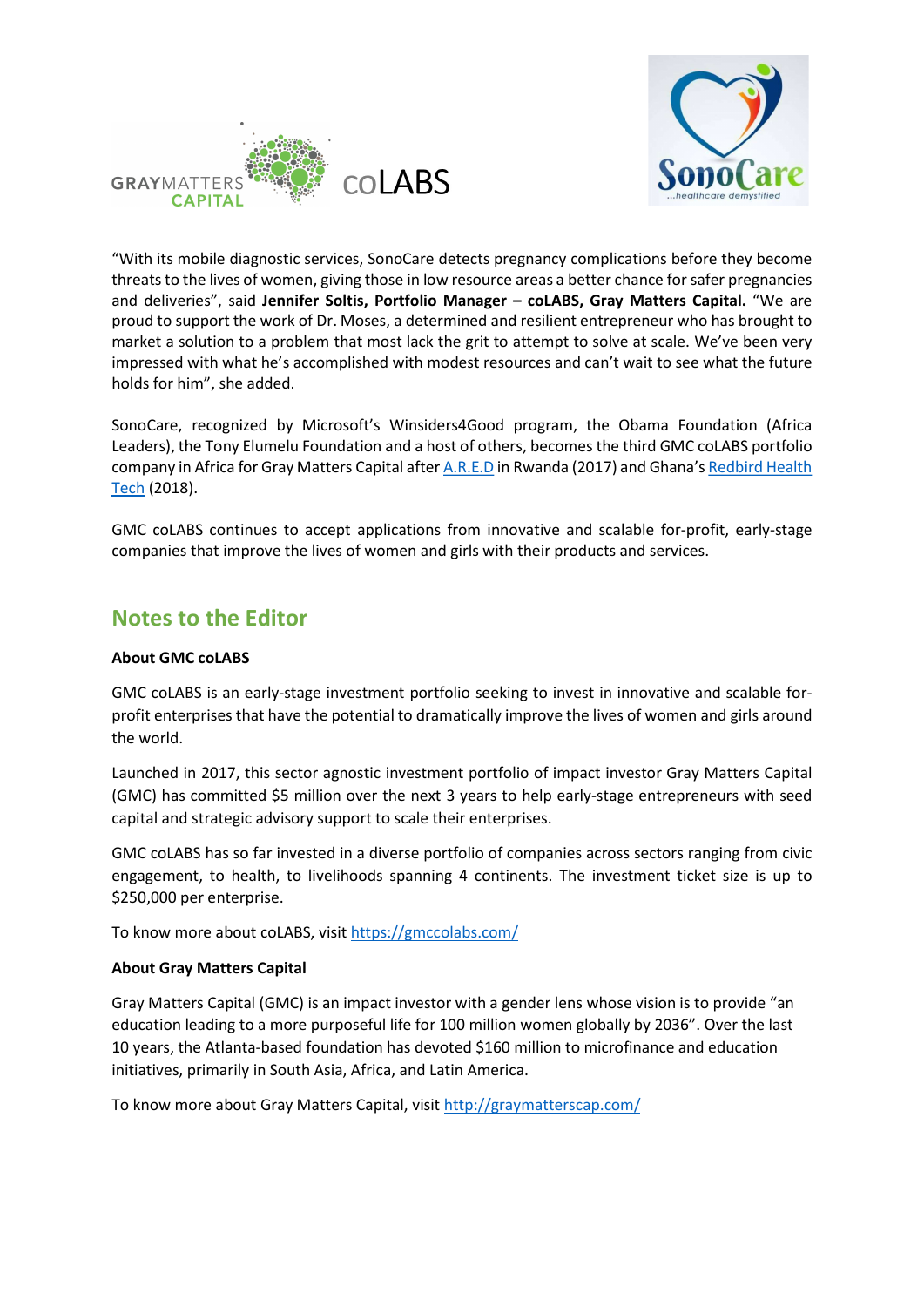"With its mobile diagnostic services, SonoCare detects pregnancy complications before they become threats to the lives of women, giving those in low resource areas a better chance for safer pregnancies and deliveries", said **Jennifer Soltis, Portfolio Manager – coLABS, Gray Matters Capital.** "We are proud to support the work of Dr. Moses, a determined and resilient entrepreneur who has brought to market a solution to a problem that most lack the grit to attempt to solve at scale. We've been very impressed with what he's accomplished with modest resources and can't wait to see what the future holds for him", she added.

SonoCare, recognized by Microsoft's Winsiders4Good program, the Obama Foundation (Africa Leaders), the Tony Elumelu Foundation and a host of others, becomes the third GMC coLABS portfolio company in Africa for Gray Matters Capital after A.R.E.D in Rwanda (2017) and Ghana's Redbird Health Tech (2018).

GMC coLABS continues to accept applications from innovative and scalable for-profit, early-stage companies that improve the lives of women and girls with their products and services.

## Notes to the Editor

**About GMC coLABS**

GMC coLABS is an early-stage investment portfolio seeking to invest in innovative and scalable for-profit enterprises that have the potential to dramatically improve the lives of women and girls around the world.

Launched in 2017, this sector agnostic investment portfolio of impact investor Gray Matters Capital (GMC) has committed $5 million over the next 3 years to help early-stage entrepreneurs with seed capital and strategic advisory support to scale their enterprises.

GMC coLABS has so far invested in a diverse portfolio of companies across sectors ranging from civic engagement, to health, to livelihoods spanning 4 continents. The investment ticket size is up to $250,000 per enterprise.

To know more about coLABS, visit https://gmccolabs.com/

**About Gray Matters Capital**

Gray Matters Capital (GMC) is an impact investor with a gender lens whose vision is to provide "an education leading to a more purposeful life for 100 million women globally by 2036". Over the last 10 years, the Atlanta-based foundation has devoted $160 million to microfinance and education initiatives, primarily in South Asia, Africa, and Latin America.

To know more about Gray Matters Capital, visit http://graymatterscap.com/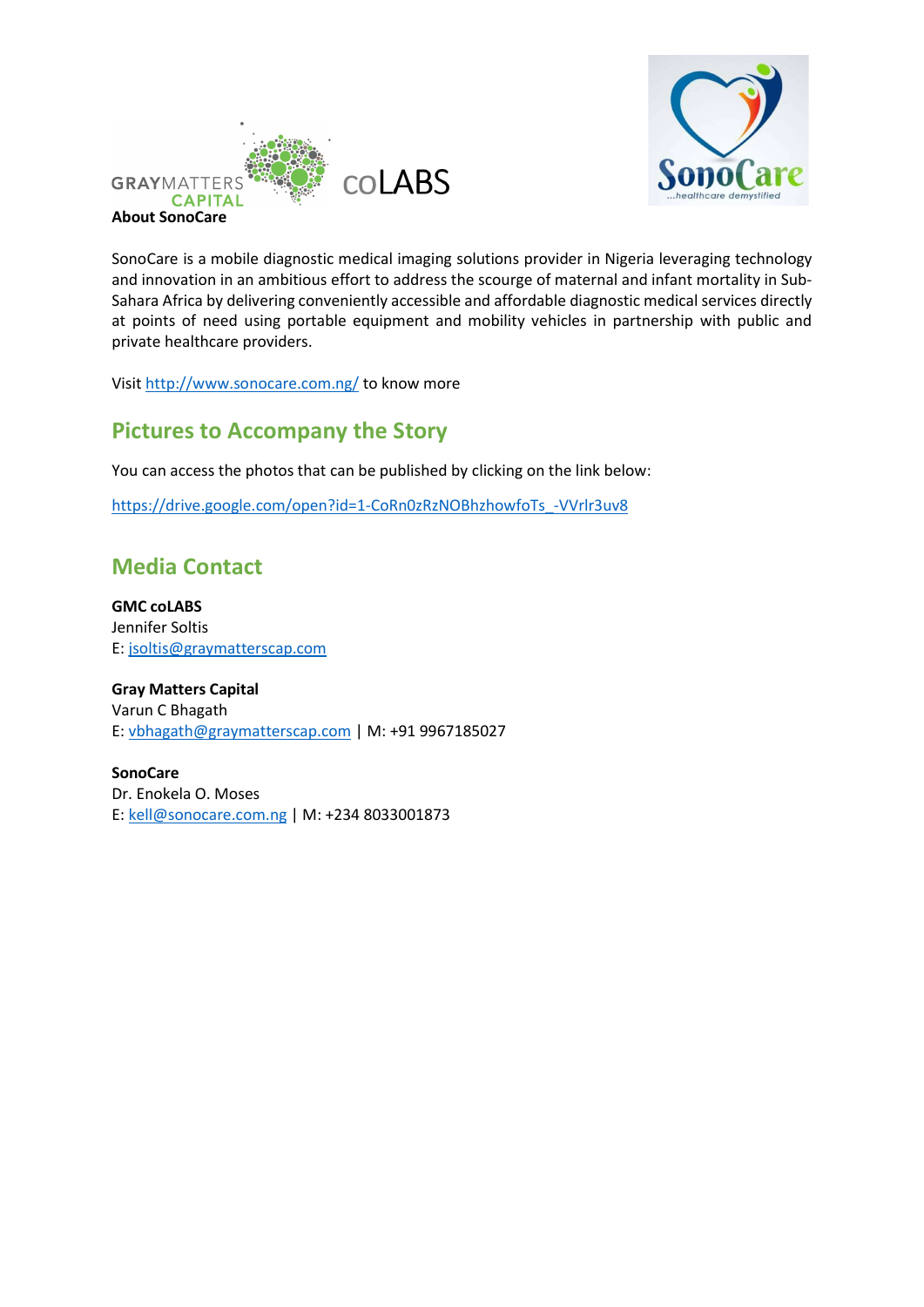GRAYMATTERS CAPITAL coLABS

SonoCare ...healthcare demystified

**About SonoCare**

SonoCare is a mobile diagnostic medical imaging solutions provider in Nigeria leveraging technology and innovation in an ambitious effort to address the scourge of maternal and infant mortality in Sub-Sahara Africa by delivering conveniently accessible and affordable diagnostic medical services directly at points of need using portable equipment and mobility vehicles in partnership with public and private healthcare providers.

Visit http://www.sonocare.com.ng/ to know more

## Pictures to Accompany the Story

You can access the photos that can be published by clicking on the link below:

https://drive.google.com/open?id=1-CoRn0zRzNOBhzhowfoTs_-VVrlr3uv8

## Media Contact

**GMC coLABS**
Jennifer Soltis
E: jsoltis@graymatterscap.com

**Gray Matters Capital**
Varun C Bhagath
E: vbhagath@graymatterscap.com | M: +91 9967185027

**SonoCare**
Dr. Enokela O. Moses
E: kell@sonocare.com.ng | M: +234 8033001873